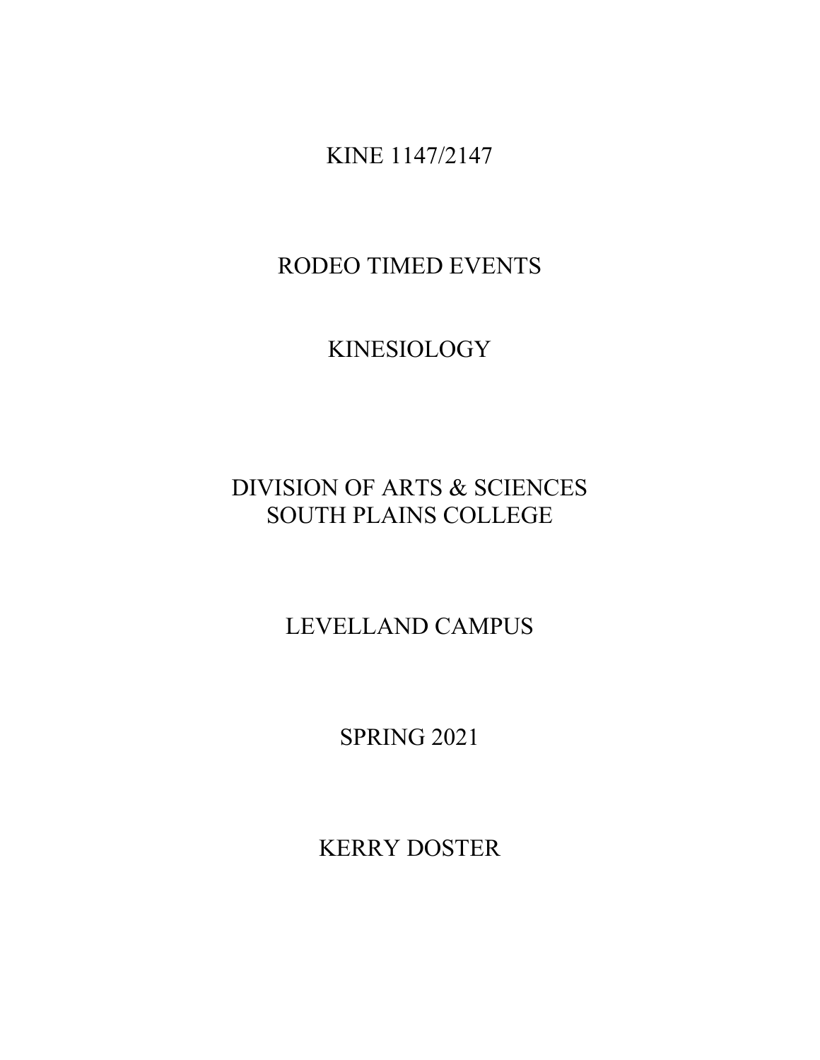# KINE 1147/2147

# RODEO TIMED EVENTS

# KINESIOLOGY

DIVISION OF ARTS & SCIENCES
SOUTH PLAINS COLLEGE

LEVELLAND CAMPUS

SPRING 2021

KERRY DOSTER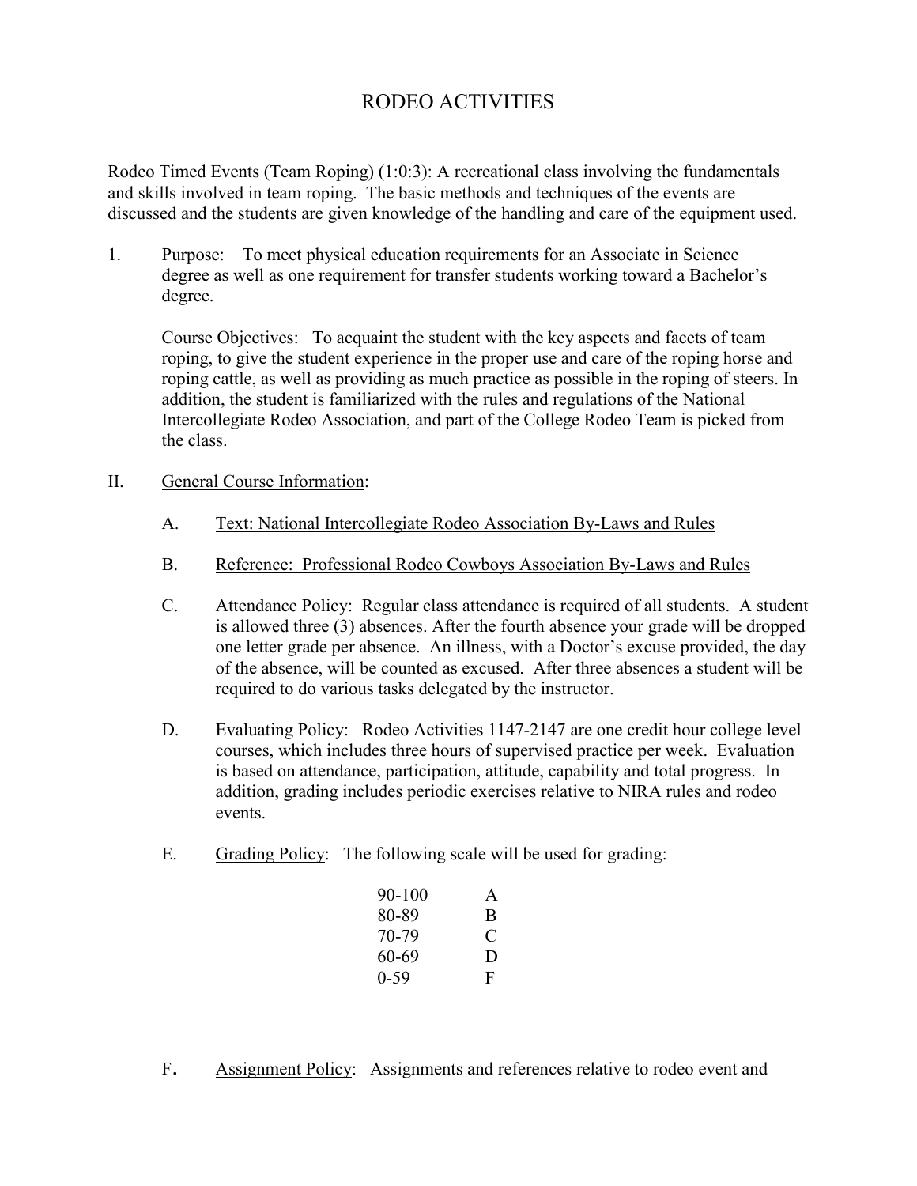# RODEO ACTIVITIES

Rodeo Timed Events (Team Roping) (1:0:3): A recreational class involving the fundamentals and skills involved in team roping. The basic methods and techniques of the events are discussed and the students are given knowledge of the handling and care of the equipment used.

1. <u>Purpose</u>: To meet physical education requirements for an Associate in Science degree as well as one requirement for transfer students working toward a Bachelor's degree.

   <u>Course Objectives</u>: To acquaint the student with the key aspects and facets of team roping, to give the student experience in the proper use and care of the roping horse and roping cattle, as well as providing as much practice as possible in the roping of steers. In addition, the student is familiarized with the rules and regulations of the National Intercollegiate Rodeo Association, and part of the College Rodeo Team is picked from the class.

II. <u>General Course Information</u>:

   A. <u>Text: National Intercollegiate Rodeo Association By-Laws and Rules</u>

   B. <u>Reference: Professional Rodeo Cowboys Association By-Laws and Rules</u>

   C. <u>Attendance Policy</u>: Regular class attendance is required of all students. A student is allowed three (3) absences. After the fourth absence your grade will be dropped one letter grade per absence. An illness, with a Doctor's excuse provided, the day of the absence, will be counted as excused. After three absences a student will be required to do various tasks delegated by the instructor.

   D. <u>Evaluating Policy</u>: Rodeo Activities 1147-2147 are one credit hour college level courses, which includes three hours of supervised practice per week. Evaluation is based on attendance, participation, attitude, capability and total progress. In addition, grading includes periodic exercises relative to NIRA rules and rodeo events.

   E. <u>Grading Policy</u>: The following scale will be used for grading:

| | |
|---|---|
| 90-100 | A |
| 80-89 | B |
| 70-79 | C |
| 60-69 | D |
| 0-59 | F |

   F. <u>Assignment Policy</u>: Assignments and references relative to rodeo event and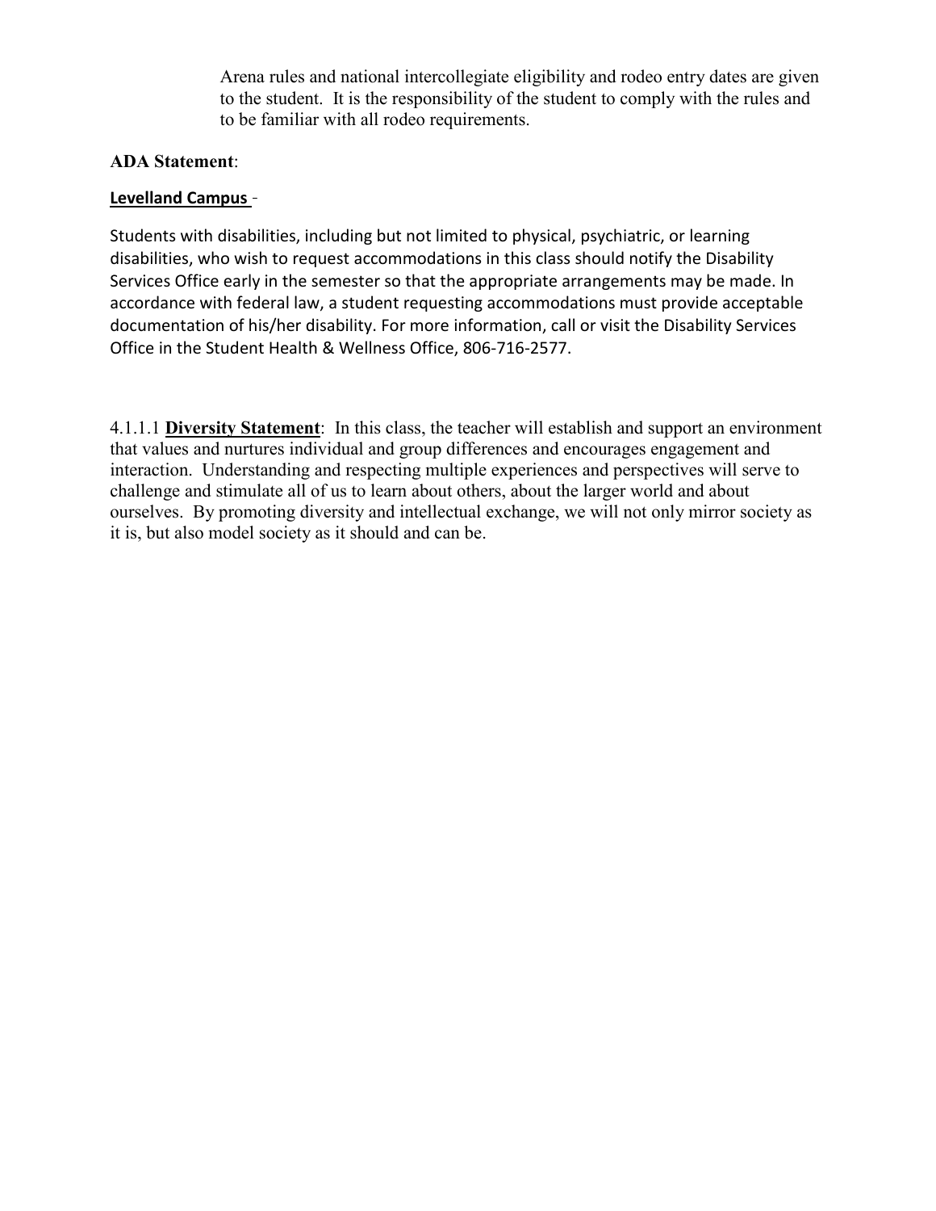Arena rules and national intercollegiate eligibility and rodeo entry dates are given to the student. It is the responsibility of the student to comply with the rules and to be familiar with all rodeo requirements.

**ADA Statement**:

**Levelland Campus** -

Students with disabilities, including but not limited to physical, psychiatric, or learning disabilities, who wish to request accommodations in this class should notify the Disability Services Office early in the semester so that the appropriate arrangements may be made. In accordance with federal law, a student requesting accommodations must provide acceptable documentation of his/her disability. For more information, call or visit the Disability Services Office in the Student Health & Wellness Office, 806-716-2577.

4.1.1.1 **Diversity Statement**: In this class, the teacher will establish and support an environment that values and nurtures individual and group differences and encourages engagement and interaction. Understanding and respecting multiple experiences and perspectives will serve to challenge and stimulate all of us to learn about others, about the larger world and about ourselves. By promoting diversity and intellectual exchange, we will not only mirror society as it is, but also model society as it should and can be.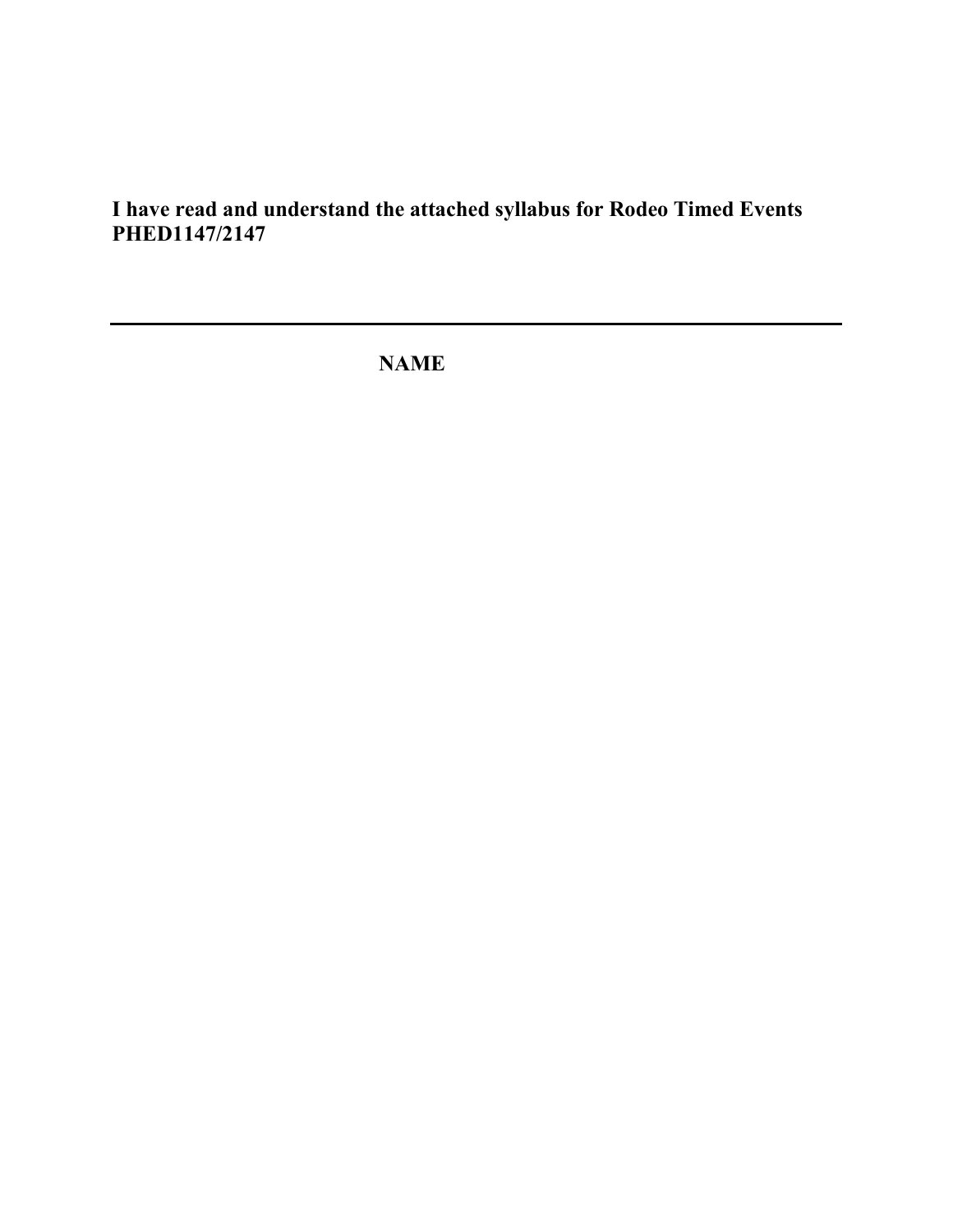**I have read and understand the attached syllabus for Rodeo Timed Events PHED1147/2147**

---

**NAME**